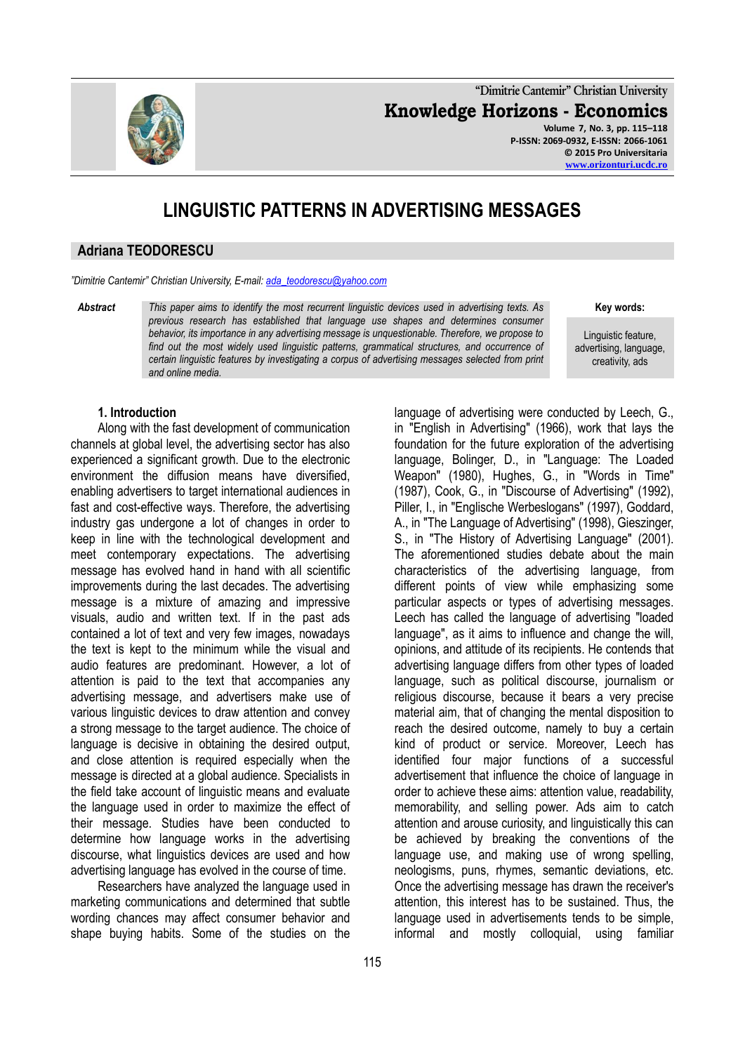# LINGUISTIC PATTERNS IN ADVERTISING MESSAGES

## Adriana TEODORESCU

*"Dimitrie Cantemir" Christian University, E-mail: ada_teodorescu@yahoo.com*

***Abstract*** *This paper aims to identify the most recurrent linguistic devices used in advertising texts. As previous research has established that language use shapes and determines consumer behavior, its importance in any advertising message is unquestionable. Therefore, we propose to find out the most widely used linguistic patterns, grammatical structures, and occurrence of certain linguistic features by investigating a corpus of advertising messages selected from print and online media.*

**Key words:** Linguistic feature, advertising, language, creativity, ads

### 1. Introduction

Along with the fast development of communication channels at global level, the advertising sector has also experienced a significant growth. Due to the electronic environment the diffusion means have diversified, enabling advertisers to target international audiences in fast and cost-effective ways. Therefore, the advertising industry gas undergone a lot of changes in order to keep in line with the technological development and meet contemporary expectations. The advertising message has evolved hand in hand with all scientific improvements during the last decades. The advertising message is a mixture of amazing and impressive visuals, audio and written text. If in the past ads contained a lot of text and very few images, nowadays the text is kept to the minimum while the visual and audio features are predominant. However, a lot of attention is paid to the text that accompanies any advertising message, and advertisers make use of various linguistic devices to draw attention and convey a strong message to the target audience. The choice of language is decisive in obtaining the desired output, and close attention is required especially when the message is directed at a global audience. Specialists in the field take account of linguistic means and evaluate the language used in order to maximize the effect of their message. Studies have been conducted to determine how language works in the advertising discourse, what linguistics devices are used and how advertising language has evolved in the course of time.

Researchers have analyzed the language used in marketing communications and determined that subtle wording chances may affect consumer behavior and shape buying habits. Some of the studies on the language of advertising were conducted by Leech, G., in "English in Advertising" (1966), work that lays the foundation for the future exploration of the advertising language, Bolinger, D., in "Language: The Loaded Weapon" (1980), Hughes, G., in "Words in Time" (1987), Cook, G., in "Discourse of Advertising" (1992), Piller, I., in "Englische Werbeslogans" (1997), Goddard, A., in "The Language of Advertising" (1998), Gieszinger, S., in "The History of Advertising Language" (2001). The aforementioned studies debate about the main characteristics of the advertising language, from different points of view while emphasizing some particular aspects or types of advertising messages. Leech has called the language of advertising "loaded language", as it aims to influence and change the will, opinions, and attitude of its recipients. He contends that advertising language differs from other types of loaded language, such as political discourse, journalism or religious discourse, because it bears a very precise material aim, that of changing the mental disposition to reach the desired outcome, namely to buy a certain kind of product or service. Moreover, Leech has identified four major functions of a successful advertisement that influence the choice of language in order to achieve these aims: attention value, readability, memorability, and selling power. Ads aim to catch attention and arouse curiosity, and linguistically this can be achieved by breaking the conventions of the language use, and making use of wrong spelling, neologisms, puns, rhymes, semantic deviations, etc. Once the advertising message has drawn the receiver's attention, this interest has to be sustained. Thus, the language used in advertisements tends to be simple, informal and mostly colloquial, using familiar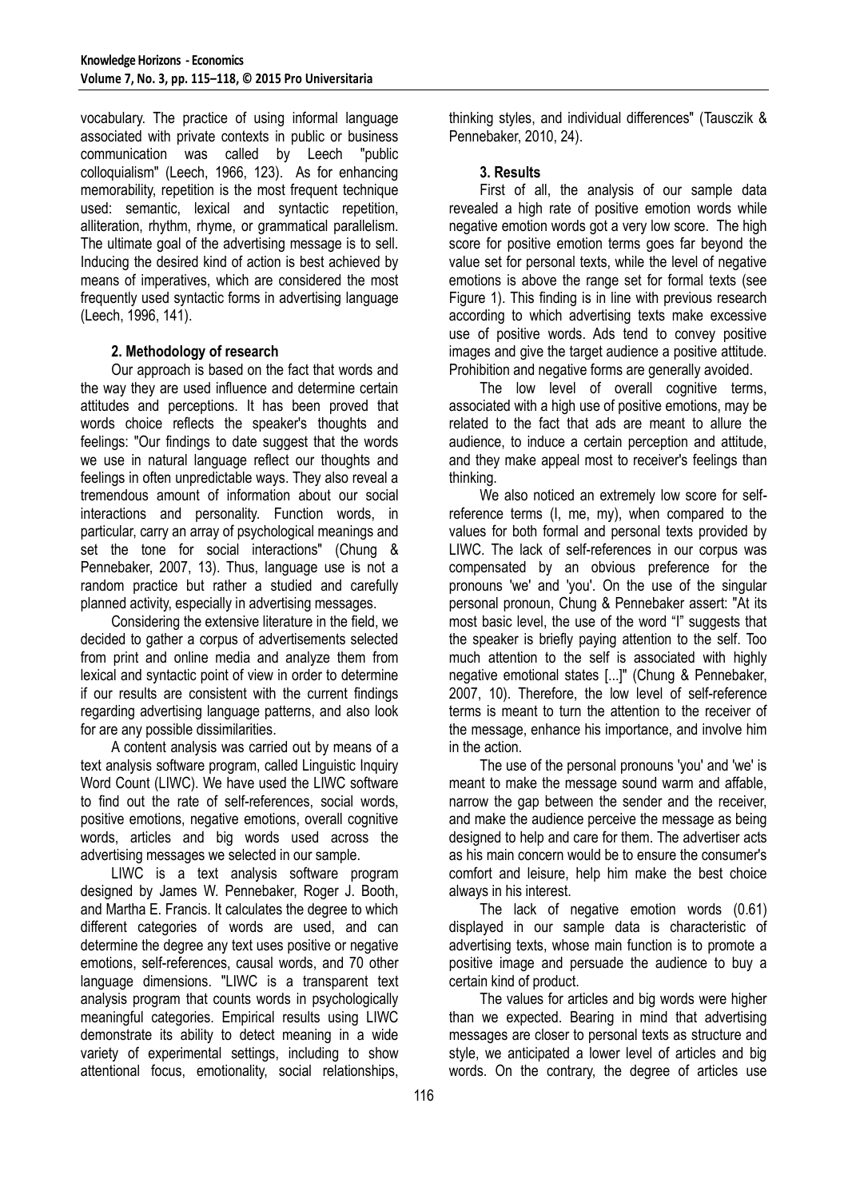vocabulary. The practice of using informal language associated with private contexts in public or business communication was called by Leech "public colloquialism" (Leech, 1966, 123). As for enhancing memorability, repetition is the most frequent technique used: semantic, lexical and syntactic repetition, alliteration, rhythm, rhyme, or grammatical parallelism. The ultimate goal of the advertising message is to sell. Inducing the desired kind of action is best achieved by means of imperatives, which are considered the most frequently used syntactic forms in advertising language (Leech, 1996, 141).

## 2. Methodology of research

Our approach is based on the fact that words and the way they are used influence and determine certain attitudes and perceptions. It has been proved that words choice reflects the speaker's thoughts and feelings: "Our findings to date suggest that the words we use in natural language reflect our thoughts and feelings in often unpredictable ways. They also reveal a tremendous amount of information about our social interactions and personality. Function words, in particular, carry an array of psychological meanings and set the tone for social interactions" (Chung & Pennebaker, 2007, 13). Thus, language use is not a random practice but rather a studied and carefully planned activity, especially in advertising messages.

Considering the extensive literature in the field, we decided to gather a corpus of advertisements selected from print and online media and analyze them from lexical and syntactic point of view in order to determine if our results are consistent with the current findings regarding advertising language patterns, and also look for are any possible dissimilarities.

A content analysis was carried out by means of a text analysis software program, called Linguistic Inquiry Word Count (LIWC). We have used the LIWC software to find out the rate of self-references, social words, positive emotions, negative emotions, overall cognitive words, articles and big words used across the advertising messages we selected in our sample.

LIWC is a text analysis software program designed by James W. Pennebaker, Roger J. Booth, and Martha E. Francis. It calculates the degree to which different categories of words are used, and can determine the degree any text uses positive or negative emotions, self-references, causal words, and 70 other language dimensions. "LIWC is a transparent text analysis program that counts words in psychologically meaningful categories. Empirical results using LIWC demonstrate its ability to detect meaning in a wide variety of experimental settings, including to show attentional focus, emotionality, social relationships, thinking styles, and individual differences" (Tausczik & Pennebaker, 2010, 24).

## 3. Results

First of all, the analysis of our sample data revealed a high rate of positive emotion words while negative emotion words got a very low score. The high score for positive emotion terms goes far beyond the value set for personal texts, while the level of negative emotions is above the range set for formal texts (see Figure 1). This finding is in line with previous research according to which advertising texts make excessive use of positive words. Ads tend to convey positive images and give the target audience a positive attitude. Prohibition and negative forms are generally avoided.

The low level of overall cognitive terms, associated with a high use of positive emotions, may be related to the fact that ads are meant to allure the audience, to induce a certain perception and attitude, and they make appeal most to receiver's feelings than thinking.

We also noticed an extremely low score for self-reference terms (I, me, my), when compared to the values for both formal and personal texts provided by LIWC. The lack of self-references in our corpus was compensated by an obvious preference for the pronouns 'we' and 'you'. On the use of the singular personal pronoun, Chung & Pennebaker assert: "At its most basic level, the use of the word "I" suggests that the speaker is briefly paying attention to the self. Too much attention to the self is associated with highly negative emotional states [...]" (Chung & Pennebaker, 2007, 10). Therefore, the low level of self-reference terms is meant to turn the attention to the receiver of the message, enhance his importance, and involve him in the action.

The use of the personal pronouns 'you' and 'we' is meant to make the message sound warm and affable, narrow the gap between the sender and the receiver, and make the audience perceive the message as being designed to help and care for them. The advertiser acts as his main concern would be to ensure the consumer's comfort and leisure, help him make the best choice always in his interest.

The lack of negative emotion words (0.61) displayed in our sample data is characteristic of advertising texts, whose main function is to promote a positive image and persuade the audience to buy a certain kind of product.

The values for articles and big words were higher than we expected. Bearing in mind that advertising messages are closer to personal texts as structure and style, we anticipated a lower level of articles and big words. On the contrary, the degree of articles use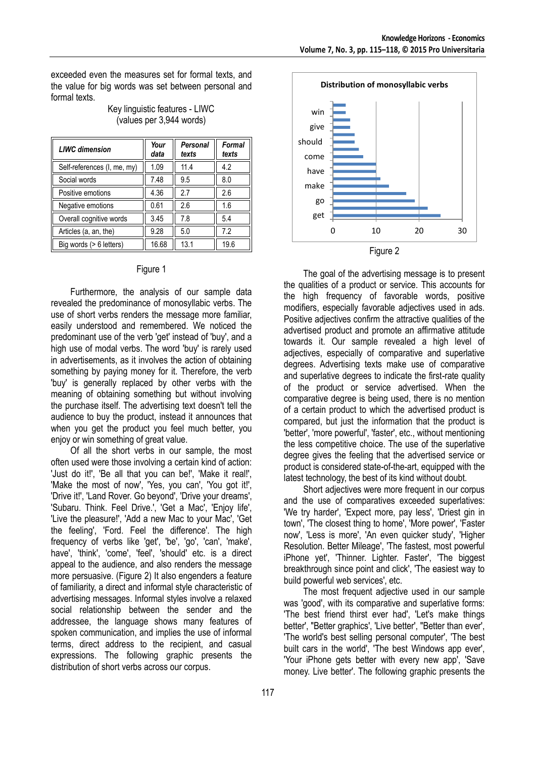exceeded even the measures set for formal texts, and the value for big words was set between personal and formal texts.

Key linguistic features - LIWC
(values per 3,944 words)

| *LIWC dimension* | *Your data* | *Personal texts* | *Formal texts* |
|---|---|---|---|
| Self-references (I, me, my) | 1.09 | 11.4 | 4.2 |
| Social words | 7.48 | 9.5 | 8.0 |
| Positive emotions | 4.36 | 2.7 | 2.6 |
| Negative emotions | 0.61 | 2.6 | 1.6 |
| Overall cognitive words | 3.45 | 7.8 | 5.4 |
| Articles (a, an, the) | 9.28 | 5.0 | 7.2 |
| Big words (> 6 letters) | 16.68 | 13.1 | 19.6 |

Figure 1

Furthermore, the analysis of our sample data revealed the predominance of monosyllabic verbs. The use of short verbs renders the message more familiar, easily understood and remembered. We noticed the predominant use of the verb 'get' instead of 'buy', and a high use of modal verbs. The word 'buy' is rarely used in advertisements, as it involves the action of obtaining something by paying money for it. Therefore, the verb 'buy' is generally replaced by other verbs with the meaning of obtaining something but without involving the purchase itself. The advertising text doesn't tell the audience to buy the product, instead it announces that when you get the product you feel much better, you enjoy or win something of great value.

Of all the short verbs in our sample, the most often used were those involving a certain kind of action: 'Just do it!', 'Be all that you can be!', 'Make it real!', 'Make the most of now', 'Yes, you can', 'You got it!', 'Drive it!', 'Land Rover. Go beyond', 'Drive your dreams', 'Subaru. Think. Feel Drive.', 'Get a Mac', 'Enjoy life', 'Live the pleasure!', 'Add a new Mac to your Mac', 'Get the feeling', 'Ford. Feel the difference'. The high frequency of verbs like 'get', 'be', 'go', 'can', 'make', have', 'think', 'come', 'feel', 'should' etc. is a direct appeal to the audience, and also renders the message more persuasive. (Figure 2) It also engenders a feature of familiarity, a direct and informal style characteristic of advertising messages. Informal styles involve a relaxed social relationship between the sender and the addressee, the language shows many features of spoken communication, and implies the use of informal terms, direct address to the recipient, and casual expressions. The following graphic presents the distribution of short verbs across our corpus.

**Distribution of monosyllabic verbs**

| Verb | Approx. value |
|---|---|
| win | 3 |
| | 3 |
| give | 4 |
| | 4 |
| should | 5 |
| | 5 |
| come | 6 |
| | 7 |
| have | 10 |
| | 10 |
| make | 11 |
| | 13 |
| go | 17 |
| | 19 |
| get | 22 |
| | 25 |

Figure 2

The goal of the advertising message is to present the qualities of a product or service. This accounts for the high frequency of favorable words, positive modifiers, especially favorable adjectives used in ads. Positive adjectives confirm the attractive qualities of the advertised product and promote an affirmative attitude towards it. Our sample revealed a high level of adjectives, especially of comparative and superlative degrees. Advertising texts make use of comparative and superlative degrees to indicate the first-rate quality of the product or service advertised. When the comparative degree is being used, there is no mention of a certain product to which the advertised product is compared, but just the information that the product is 'better', 'more powerful', 'faster', etc., without mentioning the less competitive choice. The use of the superlative degree gives the feeling that the advertised service or product is considered state-of-the-art, equipped with the latest technology, the best of its kind without doubt.

Short adjectives were more frequent in our corpus and the use of comparatives exceeded superlatives: 'We try harder', 'Expect more, pay less', 'Driest gin in town', 'The closest thing to home', 'More power', 'Faster now', 'Less is more', 'An even quicker study', 'Higher Resolution. Better Mileage', 'The fastest, most powerful iPhone yet', 'Thinner. Lighter. Faster', 'The biggest breakthrough since point and click', 'The easiest way to build powerful web services', etc.

The most frequent adjective used in our sample was 'good', with its comparative and superlative forms: 'The best friend thirst ever had', 'Let's make things better', "Better graphics', 'Live better', "Better than ever', 'The world's best selling personal computer', 'The best built cars in the world', 'The best Windows app ever', 'Your iPhone gets better with every new app', 'Save money. Live better'. The following graphic presents the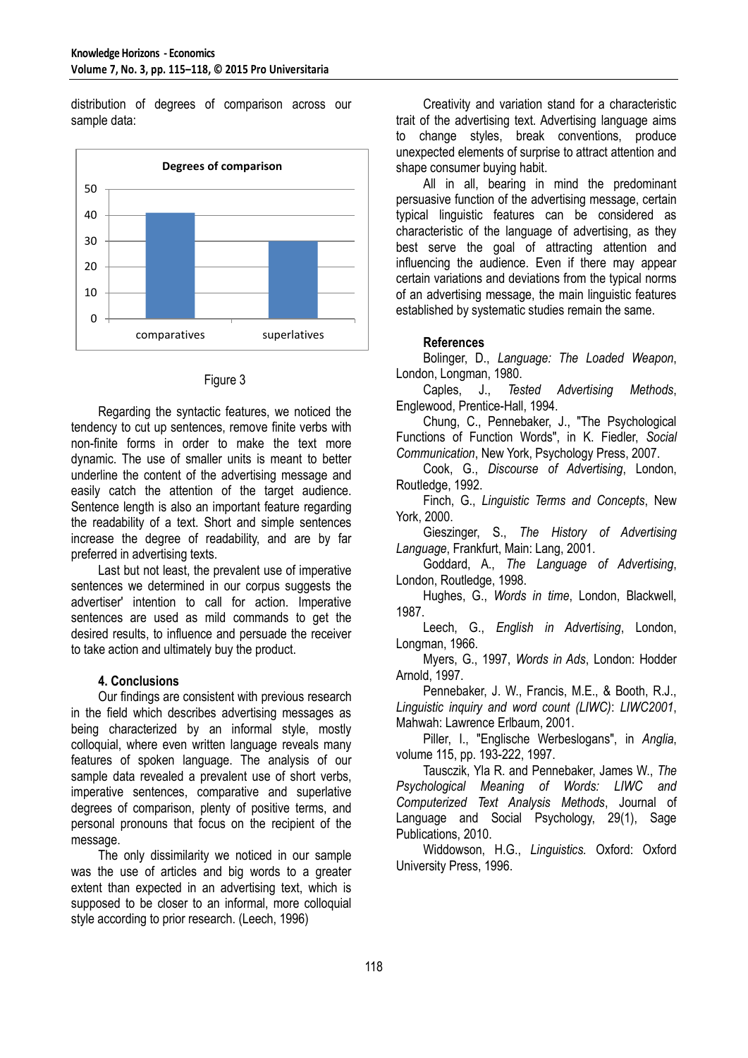distribution of degrees of comparison across our sample data:

Degrees of comparison

50
40
30
20
10
0

comparatives
superlatives

Figure 3

Regarding the syntactic features, we noticed the tendency to cut up sentences, remove finite verbs with non-finite forms in order to make the text more dynamic. The use of smaller units is meant to better underline the content of the advertising message and easily catch the attention of the target audience. Sentence length is also an important feature regarding the readability of a text. Short and simple sentences increase the degree of readability, and are by far preferred in advertising texts.

Last but not least, the prevalent use of imperative sentences we determined in our corpus suggests the advertiser' intention to call for action. Imperative sentences are used as mild commands to get the desired results, to influence and persuade the receiver to take action and ultimately buy the product.

## 4. Conclusions

Our findings are consistent with previous research in the field which describes advertising messages as being characterized by an informal style, mostly colloquial, where even written language reveals many features of spoken language. The analysis of our sample data revealed a prevalent use of short verbs, imperative sentences, comparative and superlative degrees of comparison, plenty of positive terms, and personal pronouns that focus on the recipient of the message.

The only dissimilarity we noticed in our sample was the use of articles and big words to a greater extent than expected in an advertising text, which is supposed to be closer to an informal, more colloquial style according to prior research. (Leech, 1996)

Creativity and variation stand for a characteristic trait of the advertising text. Advertising language aims to change styles, break conventions, produce unexpected elements of surprise to attract attention and shape consumer buying habit.

All in all, bearing in mind the predominant persuasive function of the advertising message, certain typical linguistic features can be considered as characteristic of the language of advertising, as they best serve the goal of attracting attention and influencing the audience. Even if there may appear certain variations and deviations from the typical norms of an advertising message, the main linguistic features established by systematic studies remain the same.

## References

Bolinger, D., *Language: The Loaded Weapon*, London, Longman, 1980.

Caples, J., *Tested Advertising Methods*, Englewood, Prentice-Hall, 1994.

Chung, C., Pennebaker, J., "The Psychological Functions of Function Words", in K. Fiedler, *Social Communication*, New York, Psychology Press, 2007.

Cook, G., *Discourse of Advertising*, London, Routledge, 1992.

Finch, G., *Linguistic Terms and Concepts*, New York, 2000.

Gieszinger, S., *The History of Advertising Language*, Frankfurt, Main: Lang, 2001.

Goddard, A., *The Language of Advertising*, London, Routledge, 1998.

Hughes, G., *Words in time*, London, Blackwell, 1987.

Leech, G., *English in Advertising*, London, Longman, 1966.

Myers, G., 1997, *Words in Ads*, London: Hodder Arnold, 1997.

Pennebaker, J. W., Francis, M.E., & Booth, R.J., *Linguistic inquiry and word count (LIWC)*: *LIWC2001*, Mahwah: Lawrence Erlbaum, 2001.

Piller, I., "Englische Werbeslogans", in *Anglia*, volume 115, pp. 193-222, 1997.

Tausczik, Yla R. and Pennebaker, James W., *The Psychological Meaning of Words: LIWC and Computerized Text Analysis Methods*, Journal of Language and Social Psychology, 29(1), Sage Publications, 2010.

Widdowson, H.G., *Linguistics.* Oxford: Oxford University Press, 1996.